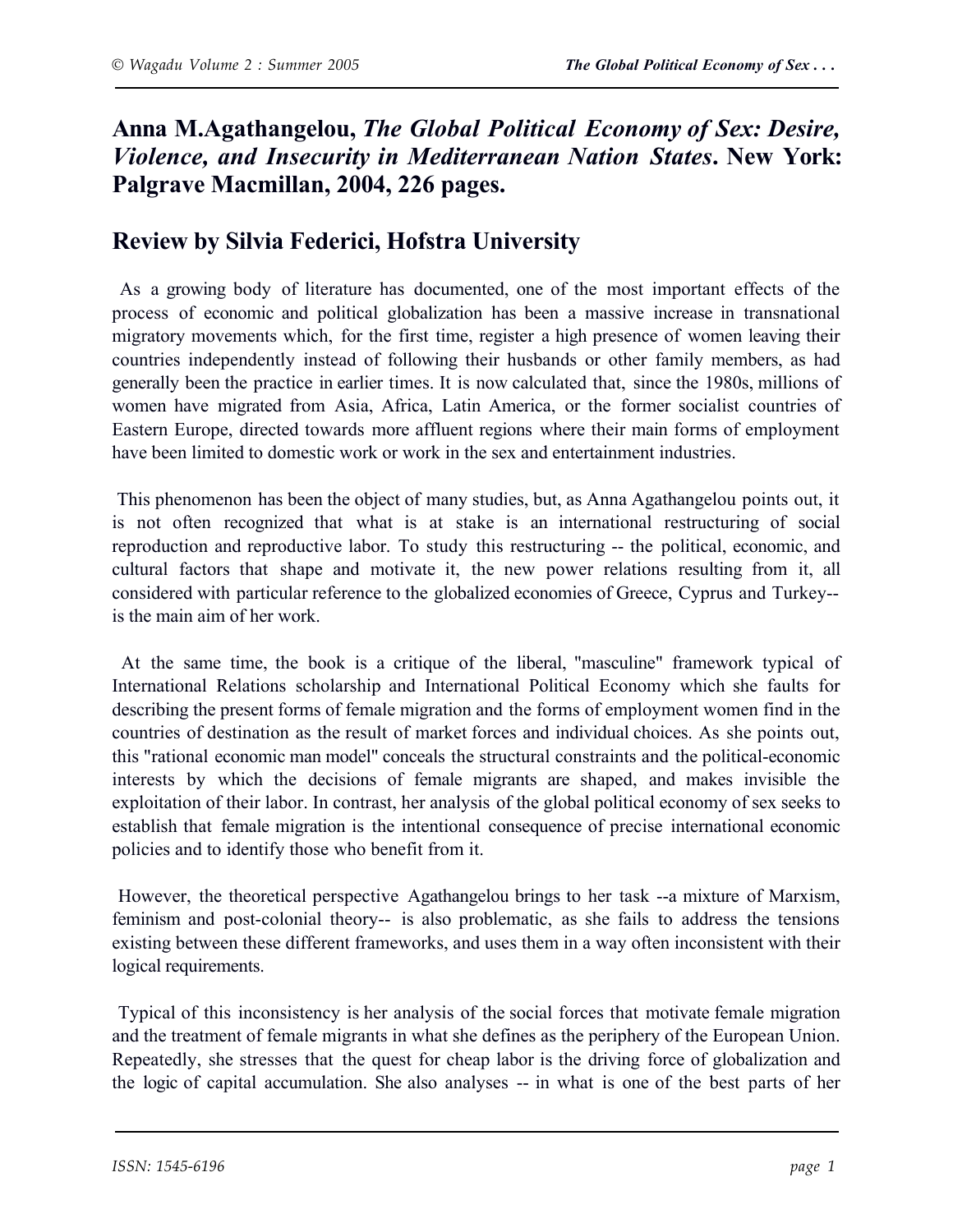# Anna M.Agathangelou, *The Global Political Economy of Sex: Desire, Violence, and Insecurity in Mediterranean Nation States*. New York: Palgrave Macmillan, 2004, 226 pages.

## Review by Silvia Federici, Hofstra University

As a growing body of literature has documented, one of the most important effects of the process of economic and political globalization has been a massive increase in transnational migratory movements which, for the first time, register a high presence of women leaving their countries independently instead of following their husbands or other family members, as had generally been the practice in earlier times. It is now calculated that, since the 1980s, millions of women have migrated from Asia, Africa, Latin America, or the former socialist countries of Eastern Europe, directed towards more affluent regions where their main forms of employment have been limited to domestic work or work in the sex and entertainment industries.

This phenomenon has been the object of many studies, but, as Anna Agathangelou points out, it is not often recognized that what is at stake is an international restructuring of social reproduction and reproductive labor. To study this restructuring -- the political, economic, and cultural factors that shape and motivate it, the new power relations resulting from it, all considered with particular reference to the globalized economies of Greece, Cyprus and Turkey-- is the main aim of her work.

At the same time, the book is a critique of the liberal, "masculine" framework typical of International Relations scholarship and International Political Economy which she faults for describing the present forms of female migration and the forms of employment women find in the countries of destination as the result of market forces and individual choices. As she points out, this "rational economic man model" conceals the structural constraints and the political-economic interests by which the decisions of female migrants are shaped, and makes invisible the exploitation of their labor. In contrast, her analysis of the global political economy of sex seeks to establish that female migration is the intentional consequence of precise international economic policies and to identify those who benefit from it.

However, the theoretical perspective Agathangelou brings to her task --a mixture of Marxism, feminism and post-colonial theory-- is also problematic, as she fails to address the tensions existing between these different frameworks, and uses them in a way often inconsistent with their logical requirements.

Typical of this inconsistency is her analysis of the social forces that motivate female migration and the treatment of female migrants in what she defines as the periphery of the European Union. Repeatedly, she stresses that the quest for cheap labor is the driving force of globalization and the logic of capital accumulation. She also analyses -- in what is one of the best parts of her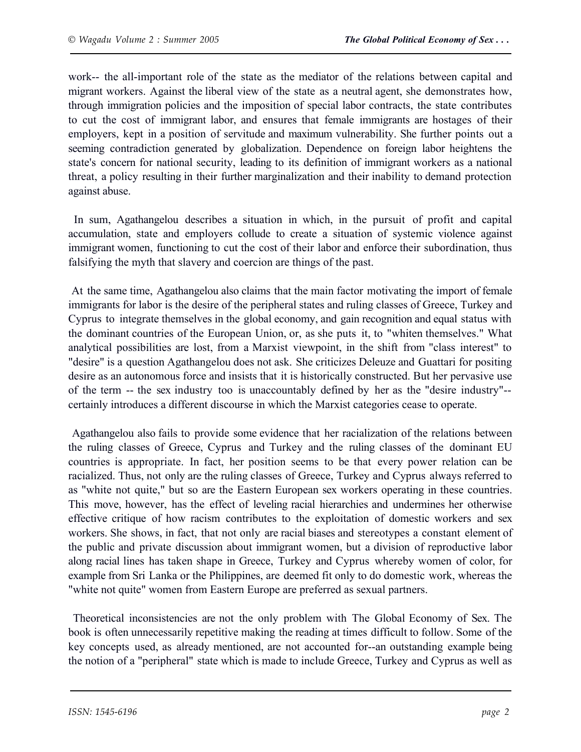work-- the all-important role of the state as the mediator of the relations between capital and migrant workers. Against the liberal view of the state as a neutral agent, she demonstrates how, through immigration policies and the imposition of special labor contracts, the state contributes to cut the cost of immigrant labor, and ensures that female immigrants are hostages of their employers, kept in a position of servitude and maximum vulnerability. She further points out a seeming contradiction generated by globalization. Dependence on foreign labor heightens the state's concern for national security, leading to its definition of immigrant workers as a national threat, a policy resulting in their further marginalization and their inability to demand protection against abuse.

In sum, Agathangelou describes a situation in which, in the pursuit of profit and capital accumulation, state and employers collude to create a situation of systemic violence against immigrant women, functioning to cut the cost of their labor and enforce their subordination, thus falsifying the myth that slavery and coercion are things of the past.

At the same time, Agathangelou also claims that the main factor motivating the import of female immigrants for labor is the desire of the peripheral states and ruling classes of Greece, Turkey and Cyprus to integrate themselves in the global economy, and gain recognition and equal status with the dominant countries of the European Union, or, as she puts it, to "whiten themselves." What analytical possibilities are lost, from a Marxist viewpoint, in the shift from "class interest" to "desire" is a question Agathangelou does not ask. She criticizes Deleuze and Guattari for positing desire as an autonomous force and insists that it is historically constructed. But her pervasive use of the term -- the sex industry too is unaccountably defined by her as the "desire industry"-- certainly introduces a different discourse in which the Marxist categories cease to operate.

Agathangelou also fails to provide some evidence that her racialization of the relations between the ruling classes of Greece, Cyprus and Turkey and the ruling classes of the dominant EU countries is appropriate. In fact, her position seems to be that every power relation can be racialized. Thus, not only are the ruling classes of Greece, Turkey and Cyprus always referred to as "white not quite," but so are the Eastern European sex workers operating in these countries. This move, however, has the effect of leveling racial hierarchies and undermines her otherwise effective critique of how racism contributes to the exploitation of domestic workers and sex workers. She shows, in fact, that not only are racial biases and stereotypes a constant element of the public and private discussion about immigrant women, but a division of reproductive labor along racial lines has taken shape in Greece, Turkey and Cyprus whereby women of color, for example from Sri Lanka or the Philippines, are deemed fit only to do domestic work, whereas the "white not quite" women from Eastern Europe are preferred as sexual partners.

Theoretical inconsistencies are not the only problem with The Global Economy of Sex. The book is often unnecessarily repetitive making the reading at times difficult to follow. Some of the key concepts used, as already mentioned, are not accounted for--an outstanding example being the notion of a "peripheral" state which is made to include Greece, Turkey and Cyprus as well as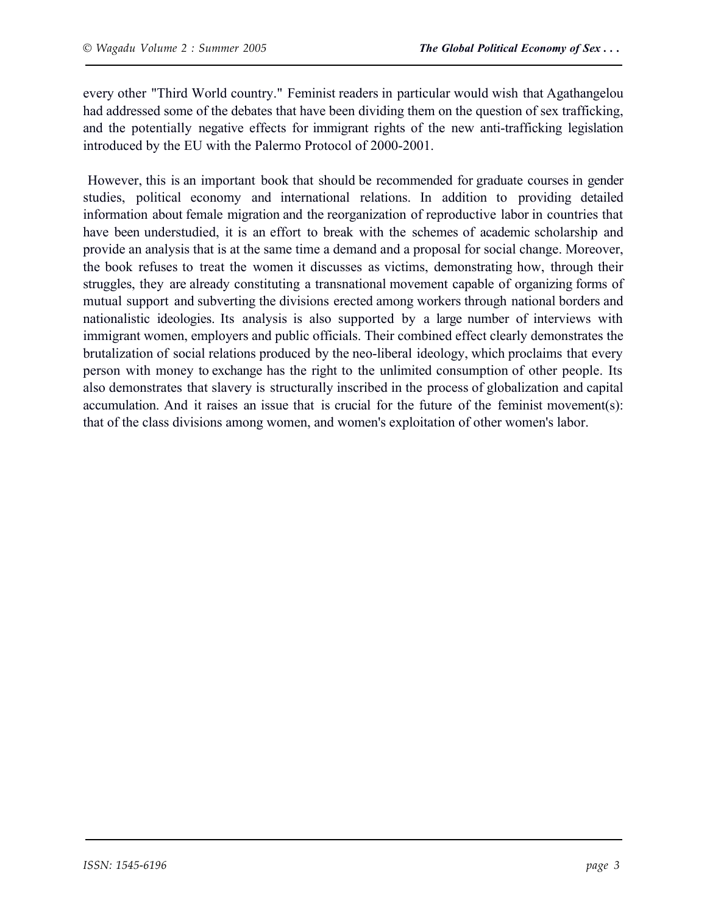every other "Third World country." Feminist readers in particular would wish that Agathangelou had addressed some of the debates that have been dividing them on the question of sex trafficking, and the potentially negative effects for immigrant rights of the new anti-trafficking legislation introduced by the EU with the Palermo Protocol of 2000-2001.

However, this is an important book that should be recommended for graduate courses in gender studies, political economy and international relations. In addition to providing detailed information about female migration and the reorganization of reproductive labor in countries that have been understudied, it is an effort to break with the schemes of academic scholarship and provide an analysis that is at the same time a demand and a proposal for social change. Moreover, the book refuses to treat the women it discusses as victims, demonstrating how, through their struggles, they are already constituting a transnational movement capable of organizing forms of mutual support and subverting the divisions erected among workers through national borders and nationalistic ideologies. Its analysis is also supported by a large number of interviews with immigrant women, employers and public officials. Their combined effect clearly demonstrates the brutalization of social relations produced by the neo-liberal ideology, which proclaims that every person with money to exchange has the right to the unlimited consumption of other people. Its also demonstrates that slavery is structurally inscribed in the process of globalization and capital accumulation. And it raises an issue that is crucial for the future of the feminist movement(s): that of the class divisions among women, and women's exploitation of other women's labor.